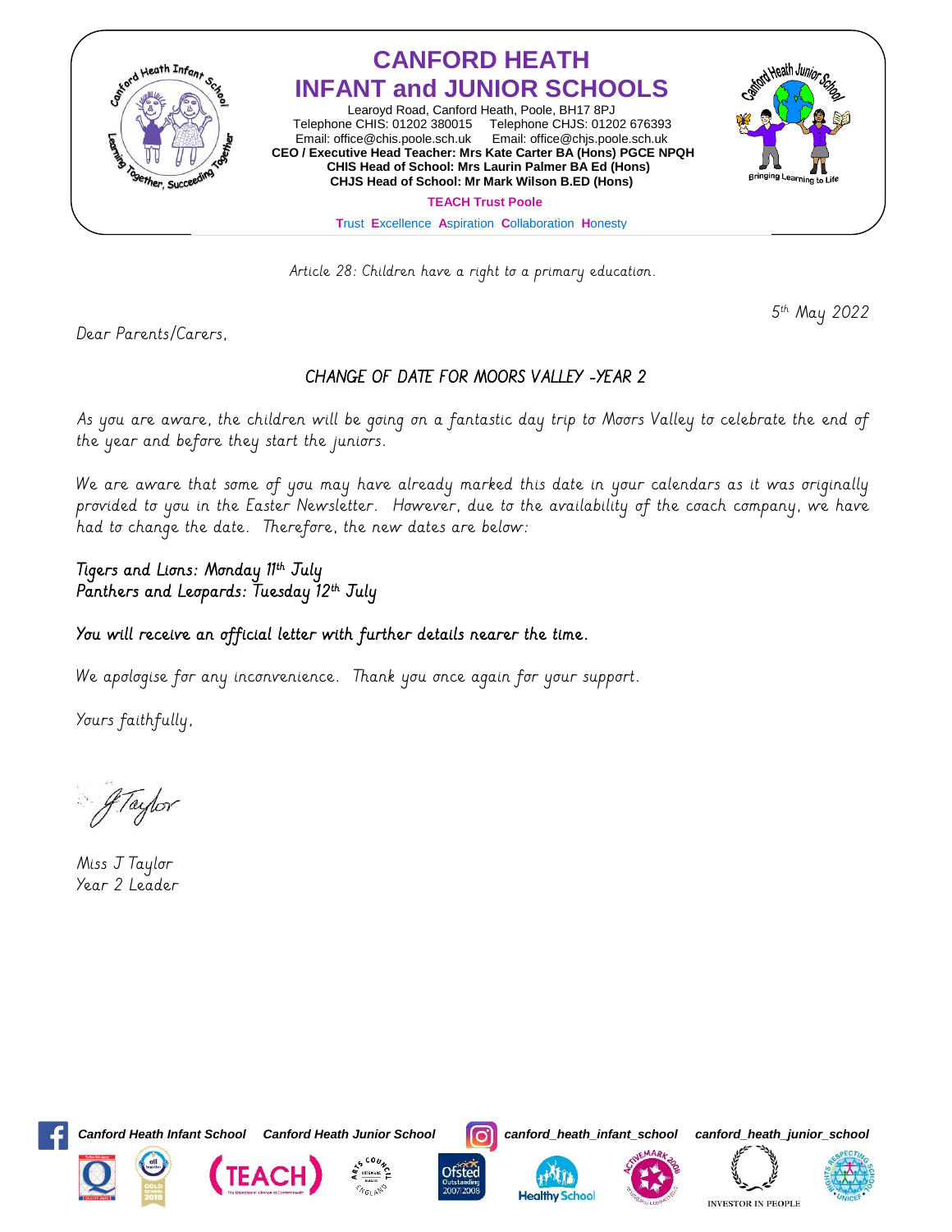# CANFORD HEATH INFANT and JUNIOR SCHOOLS

Learoyd Road, Canford Heath, Poole, BH17 8PJ
Telephone CHIS: 01202 380015 Telephone CHJS: 01202 676393
Email: office@chis.poole.sch.uk Email: office@chjs.poole.sch.uk
**CEO / Executive Head Teacher: Mrs Kate Carter BA (Hons) PGCE NPQH**
**CHIS Head of School: Mrs Laurin Palmer BA Ed (Hons)**
**CHJS Head of School: Mr Mark Wilson B.ED (Hons)**

**TEACH Trust Poole**

Trust Excellence Aspiration Collaboration Honesty

Article 28: Children have a right to a primary education.

5th May 2022

Dear Parents/Carers,

## CHANGE OF DATE FOR MOORS VALLEY -YEAR 2

As you are aware, the children will be going on a fantastic day trip to Moors Valley to celebrate the end of the year and before they start the juniors.

We are aware that some of you may have already marked this date in your calendars as it was originally provided to you in the Easter Newsletter. However, due to the availability of the coach company, we have had to change the date. Therefore, the new dates are below:

Tigers and Lions: Monday 11th July
Panthers and Leopards: Tuesday 12th July

You will receive an official letter with further details nearer the time.

We apologise for any inconvenience. Thank you once again for your support.

Yours faithfully,

J Taylor

Miss J Taylor
Year 2 Leader

Canford Heath Infant School Canford Heath Junior School canford_heath_infant_school canford_heath_junior_school